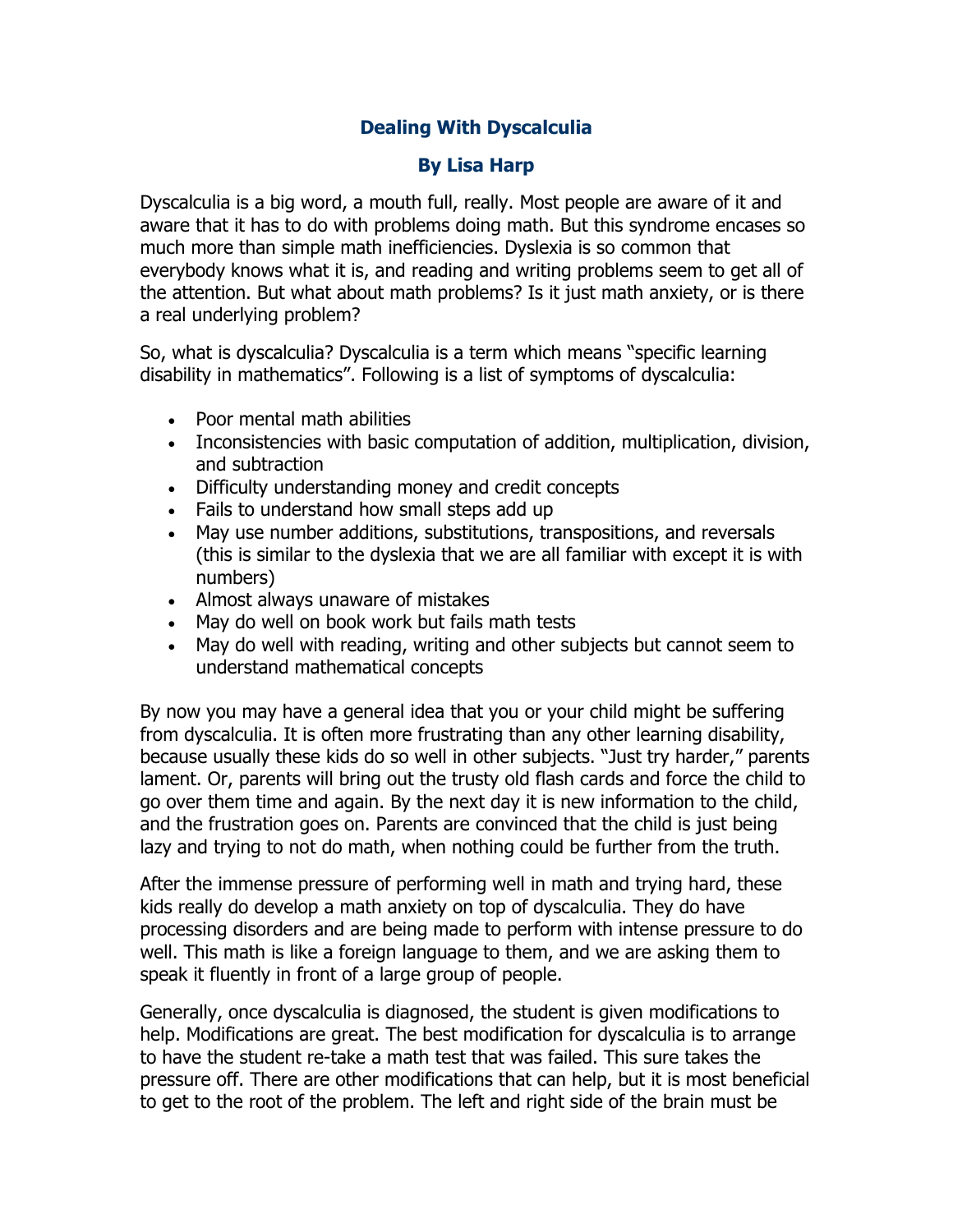# Dealing With Dyscalculia

## By Lisa Harp

Dyscalculia is a big word, a mouth full, really. Most people are aware of it and aware that it has to do with problems doing math. But this syndrome encases so much more than simple math inefficiencies. Dyslexia is so common that everybody knows what it is, and reading and writing problems seem to get all of the attention. But what about math problems? Is it just math anxiety, or is there a real underlying problem?

So, what is dyscalculia? Dyscalculia is a term which means "specific learning disability in mathematics". Following is a list of symptoms of dyscalculia:

- Poor mental math abilities
- Inconsistencies with basic computation of addition, multiplication, division, and subtraction
- Difficulty understanding money and credit concepts
- Fails to understand how small steps add up
- May use number additions, substitutions, transpositions, and reversals (this is similar to the dyslexia that we are all familiar with except it is with numbers)
- Almost always unaware of mistakes
- May do well on book work but fails math tests
- May do well with reading, writing and other subjects but cannot seem to understand mathematical concepts

By now you may have a general idea that you or your child might be suffering from dyscalculia. It is often more frustrating than any other learning disability, because usually these kids do so well in other subjects. "Just try harder," parents lament. Or, parents will bring out the trusty old flash cards and force the child to go over them time and again. By the next day it is new information to the child, and the frustration goes on. Parents are convinced that the child is just being lazy and trying to not do math, when nothing could be further from the truth.

After the immense pressure of performing well in math and trying hard, these kids really do develop a math anxiety on top of dyscalculia. They do have processing disorders and are being made to perform with intense pressure to do well. This math is like a foreign language to them, and we are asking them to speak it fluently in front of a large group of people.

Generally, once dyscalculia is diagnosed, the student is given modifications to help. Modifications are great. The best modification for dyscalculia is to arrange to have the student re-take a math test that was failed. This sure takes the pressure off. There are other modifications that can help, but it is most beneficial to get to the root of the problem. The left and right side of the brain must be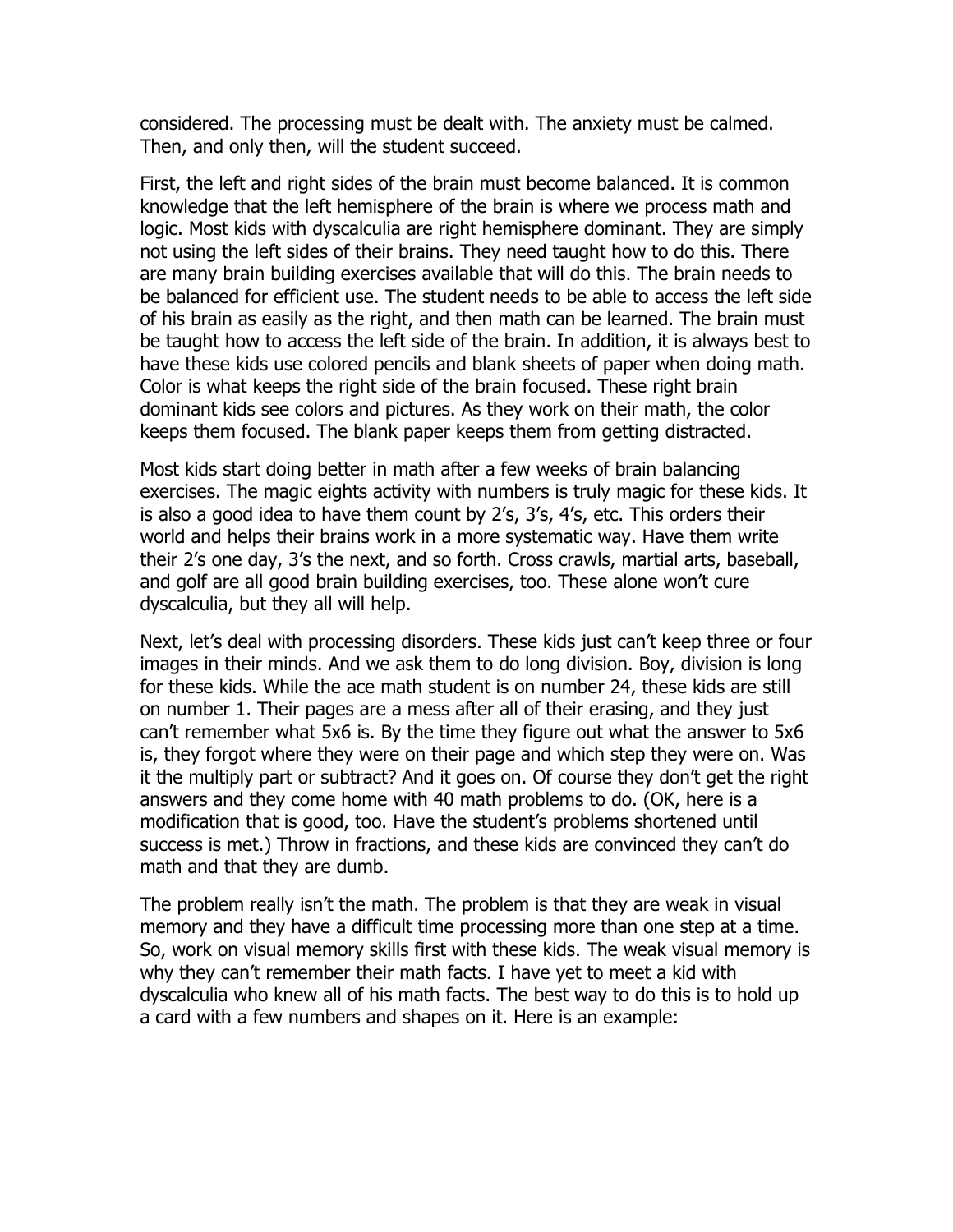considered. The processing must be dealt with. The anxiety must be calmed. Then, and only then, will the student succeed.

First, the left and right sides of the brain must become balanced. It is common knowledge that the left hemisphere of the brain is where we process math and logic. Most kids with dyscalculia are right hemisphere dominant. They are simply not using the left sides of their brains. They need taught how to do this. There are many brain building exercises available that will do this. The brain needs to be balanced for efficient use. The student needs to be able to access the left side of his brain as easily as the right, and then math can be learned. The brain must be taught how to access the left side of the brain. In addition, it is always best to have these kids use colored pencils and blank sheets of paper when doing math. Color is what keeps the right side of the brain focused. These right brain dominant kids see colors and pictures. As they work on their math, the color keeps them focused. The blank paper keeps them from getting distracted.

Most kids start doing better in math after a few weeks of brain balancing exercises. The magic eights activity with numbers is truly magic for these kids. It is also a good idea to have them count by 2's, 3's, 4's, etc. This orders their world and helps their brains work in a more systematic way. Have them write their 2's one day, 3's the next, and so forth. Cross crawls, martial arts, baseball, and golf are all good brain building exercises, too. These alone won't cure dyscalculia, but they all will help.

Next, let's deal with processing disorders. These kids just can't keep three or four images in their minds. And we ask them to do long division. Boy, division is long for these kids. While the ace math student is on number 24, these kids are still on number 1. Their pages are a mess after all of their erasing, and they just can't remember what 5x6 is. By the time they figure out what the answer to 5x6 is, they forgot where they were on their page and which step they were on. Was it the multiply part or subtract? And it goes on. Of course they don't get the right answers and they come home with 40 math problems to do. (OK, here is a modification that is good, too. Have the student's problems shortened until success is met.) Throw in fractions, and these kids are convinced they can't do math and that they are dumb.

The problem really isn't the math. The problem is that they are weak in visual memory and they have a difficult time processing more than one step at a time. So, work on visual memory skills first with these kids. The weak visual memory is why they can't remember their math facts. I have yet to meet a kid with dyscalculia who knew all of his math facts. The best way to do this is to hold up a card with a few numbers and shapes on it. Here is an example: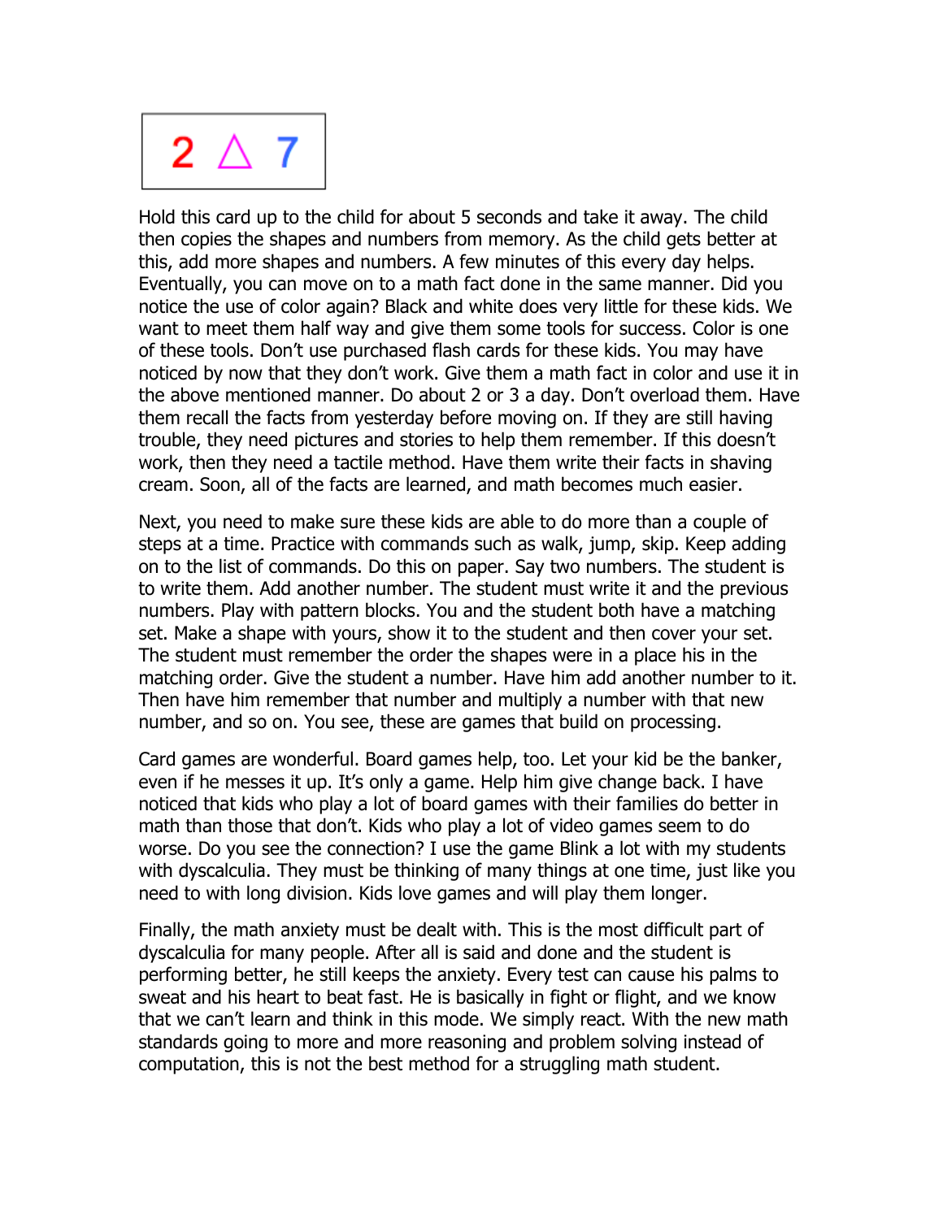2 △ 7

Hold this card up to the child for about 5 seconds and take it away. The child then copies the shapes and numbers from memory. As the child gets better at this, add more shapes and numbers. A few minutes of this every day helps. Eventually, you can move on to a math fact done in the same manner. Did you notice the use of color again? Black and white does very little for these kids. We want to meet them half way and give them some tools for success. Color is one of these tools. Don't use purchased flash cards for these kids. You may have noticed by now that they don't work. Give them a math fact in color and use it in the above mentioned manner. Do about 2 or 3 a day. Don't overload them. Have them recall the facts from yesterday before moving on. If they are still having trouble, they need pictures and stories to help them remember. If this doesn't work, then they need a tactile method. Have them write their facts in shaving cream. Soon, all of the facts are learned, and math becomes much easier.

Next, you need to make sure these kids are able to do more than a couple of steps at a time. Practice with commands such as walk, jump, skip. Keep adding on to the list of commands. Do this on paper. Say two numbers. The student is to write them. Add another number. The student must write it and the previous numbers. Play with pattern blocks. You and the student both have a matching set. Make a shape with yours, show it to the student and then cover your set. The student must remember the order the shapes were in a place his in the matching order. Give the student a number. Have him add another number to it. Then have him remember that number and multiply a number with that new number, and so on. You see, these are games that build on processing.

Card games are wonderful. Board games help, too. Let your kid be the banker, even if he messes it up. It's only a game. Help him give change back. I have noticed that kids who play a lot of board games with their families do better in math than those that don't. Kids who play a lot of video games seem to do worse. Do you see the connection? I use the game Blink a lot with my students with dyscalculia. They must be thinking of many things at one time, just like you need to with long division. Kids love games and will play them longer.

Finally, the math anxiety must be dealt with. This is the most difficult part of dyscalculia for many people. After all is said and done and the student is performing better, he still keeps the anxiety. Every test can cause his palms to sweat and his heart to beat fast. He is basically in fight or flight, and we know that we can't learn and think in this mode. We simply react. With the new math standards going to more and more reasoning and problem solving instead of computation, this is not the best method for a struggling math student.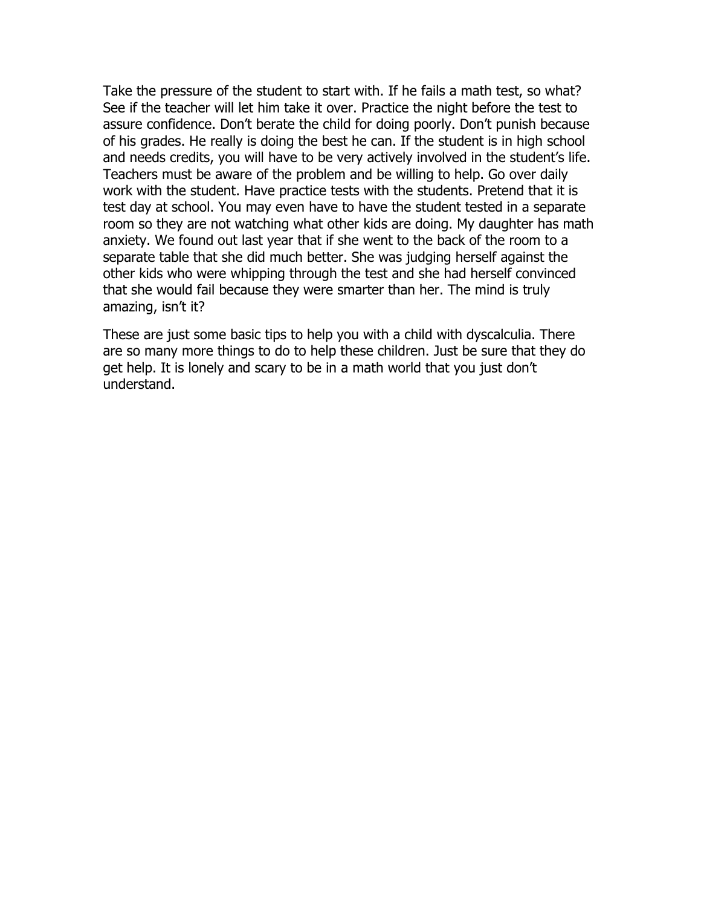Take the pressure of the student to start with. If he fails a math test, so what? See if the teacher will let him take it over. Practice the night before the test to assure confidence. Don't berate the child for doing poorly. Don't punish because of his grades. He really is doing the best he can. If the student is in high school and needs credits, you will have to be very actively involved in the student's life. Teachers must be aware of the problem and be willing to help. Go over daily work with the student. Have practice tests with the students. Pretend that it is test day at school. You may even have to have the student tested in a separate room so they are not watching what other kids are doing. My daughter has math anxiety. We found out last year that if she went to the back of the room to a separate table that she did much better. She was judging herself against the other kids who were whipping through the test and she had herself convinced that she would fail because they were smarter than her. The mind is truly amazing, isn't it?

These are just some basic tips to help you with a child with dyscalculia. There are so many more things to do to help these children. Just be sure that they do get help. It is lonely and scary to be in a math world that you just don't understand.